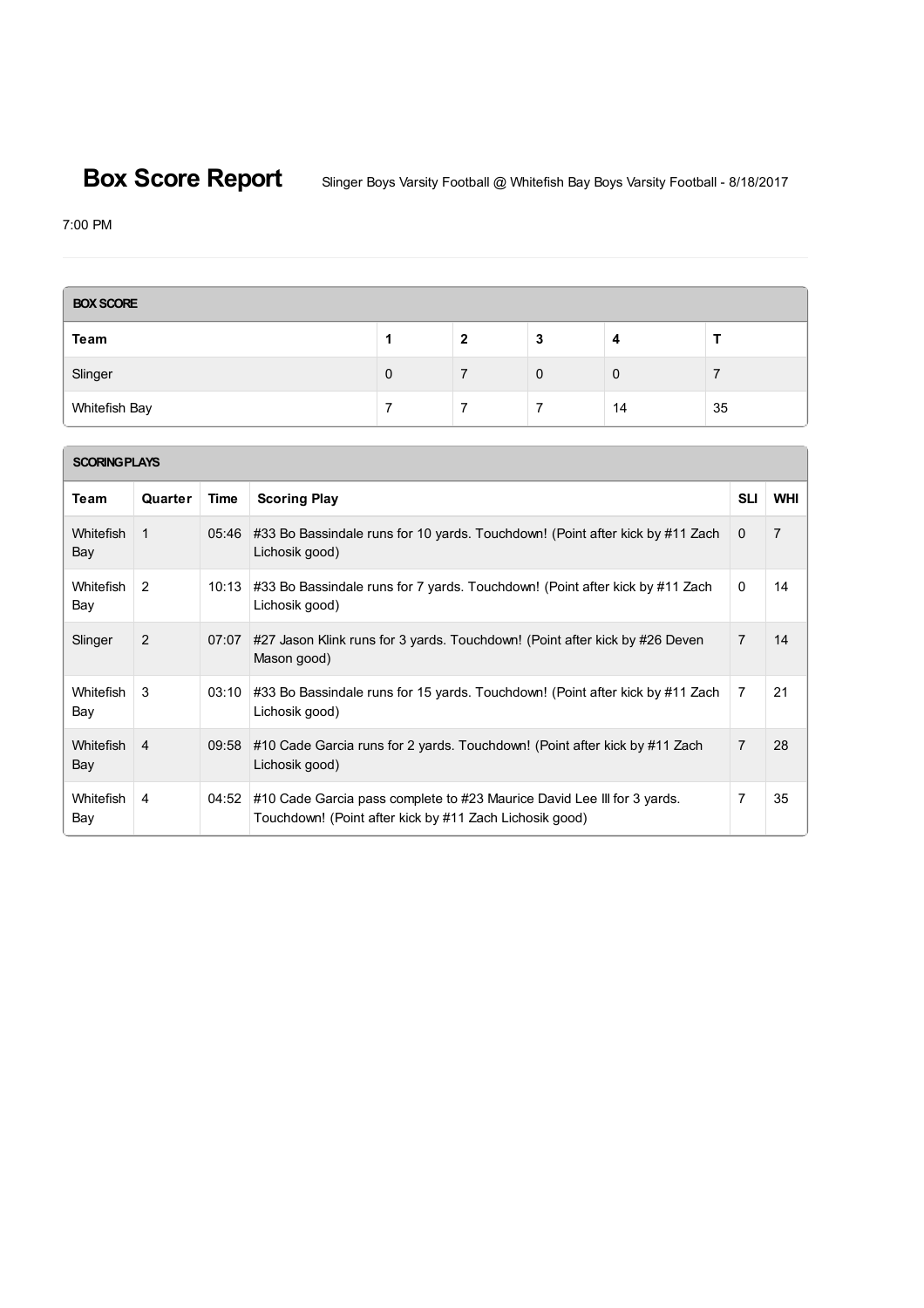# Box Score Report

Slinger Boys Varsity Football @ Whitefish Bay Boys Varsity Football - 8/18/2017

7:00 PM

## BOX SCORE

| Team | 1 | 2 | 3 | 4 | T |
|---|---|---|---|---|---|
| Slinger | 0 | 7 | 0 | 0 | 7 |
| Whitefish Bay | 7 | 7 | 7 | 14 | 35 |

## SCORING PLAYS

| Team | Quarter | Time | Scoring Play | SLI | WHI |
|---|---|---|---|---|---|
| Whitefish Bay | 1 | 05:46 | #33 Bo Bassindale runs for 10 yards. Touchdown! (Point after kick by #11 Zach Lichosik good) | 0 | 7 |
| Whitefish Bay | 2 | 10:13 | #33 Bo Bassindale runs for 7 yards. Touchdown! (Point after kick by #11 Zach Lichosik good) | 0 | 14 |
| Slinger | 2 | 07:07 | #27 Jason Klink runs for 3 yards. Touchdown! (Point after kick by #26 Deven Mason good) | 7 | 14 |
| Whitefish Bay | 3 | 03:10 | #33 Bo Bassindale runs for 15 yards. Touchdown! (Point after kick by #11 Zach Lichosik good) | 7 | 21 |
| Whitefish Bay | 4 | 09:58 | #10 Cade Garcia runs for 2 yards. Touchdown! (Point after kick by #11 Zach Lichosik good) | 7 | 28 |
| Whitefish Bay | 4 | 04:52 | #10 Cade Garcia pass complete to #23 Maurice David Lee III for 3 yards. Touchdown! (Point after kick by #11 Zach Lichosik good) | 7 | 35 |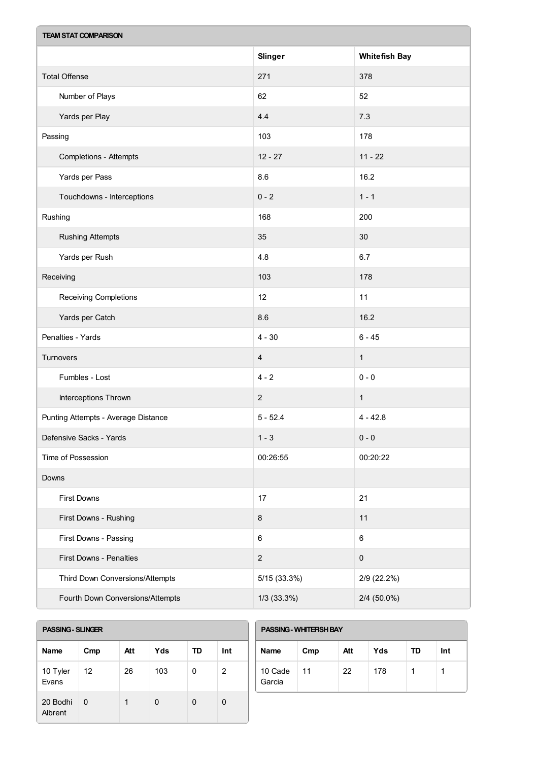## TEAM STAT COMPARISON

| | Slinger | Whitefish Bay |
|---|---|---|
| Total Offense | 271 | 378 |
| Number of Plays | 62 | 52 |
| Yards per Play | 4.4 | 7.3 |
| Passing | 103 | 178 |
| Completions - Attempts | 12 - 27 | 11 - 22 |
| Yards per Pass | 8.6 | 16.2 |
| Touchdowns - Interceptions | 0 - 2 | 1 - 1 |
| Rushing | 168 | 200 |
| Rushing Attempts | 35 | 30 |
| Yards per Rush | 4.8 | 6.7 |
| Receiving | 103 | 178 |
| Receiving Completions | 12 | 11 |
| Yards per Catch | 8.6 | 16.2 |
| Penalties - Yards | 4 - 30 | 6 - 45 |
| Turnovers | 4 | 1 |
| Fumbles - Lost | 4 - 2 | 0 - 0 |
| Interceptions Thrown | 2 | 1 |
| Punting Attempts - Average Distance | 5 - 52.4 | 4 - 42.8 |
| Defensive Sacks - Yards | 1 - 3 | 0 - 0 |
| Time of Possession | 00:26:55 | 00:20:22 |
| Downs | | |
| First Downs | 17 | 21 |
| First Downs - Rushing | 8 | 11 |
| First Downs - Passing | 6 | 6 |
| First Downs - Penalties | 2 | 0 |
| Third Down Conversions/Attempts | 5/15 (33.3%) | 2/9 (22.2%) |
| Fourth Down Conversions/Attempts | 1/3 (33.3%) | 2/4 (50.0%) |

## PASSING - SLINGER

| Name | Cmp | Att | Yds | TD | Int |
|---|---|---|---|---|---|
| 10 Tyler Evans | 12 | 26 | 103 | 0 | 2 |
| 20 Bodhi Albrent | 0 | 1 | 0 | 0 | 0 |

## PASSING - WHITEFISH BAY

| Name | Cmp | Att | Yds | TD | Int |
|---|---|---|---|---|---|
| 10 Cade Garcia | 11 | 22 | 178 | 1 | 1 |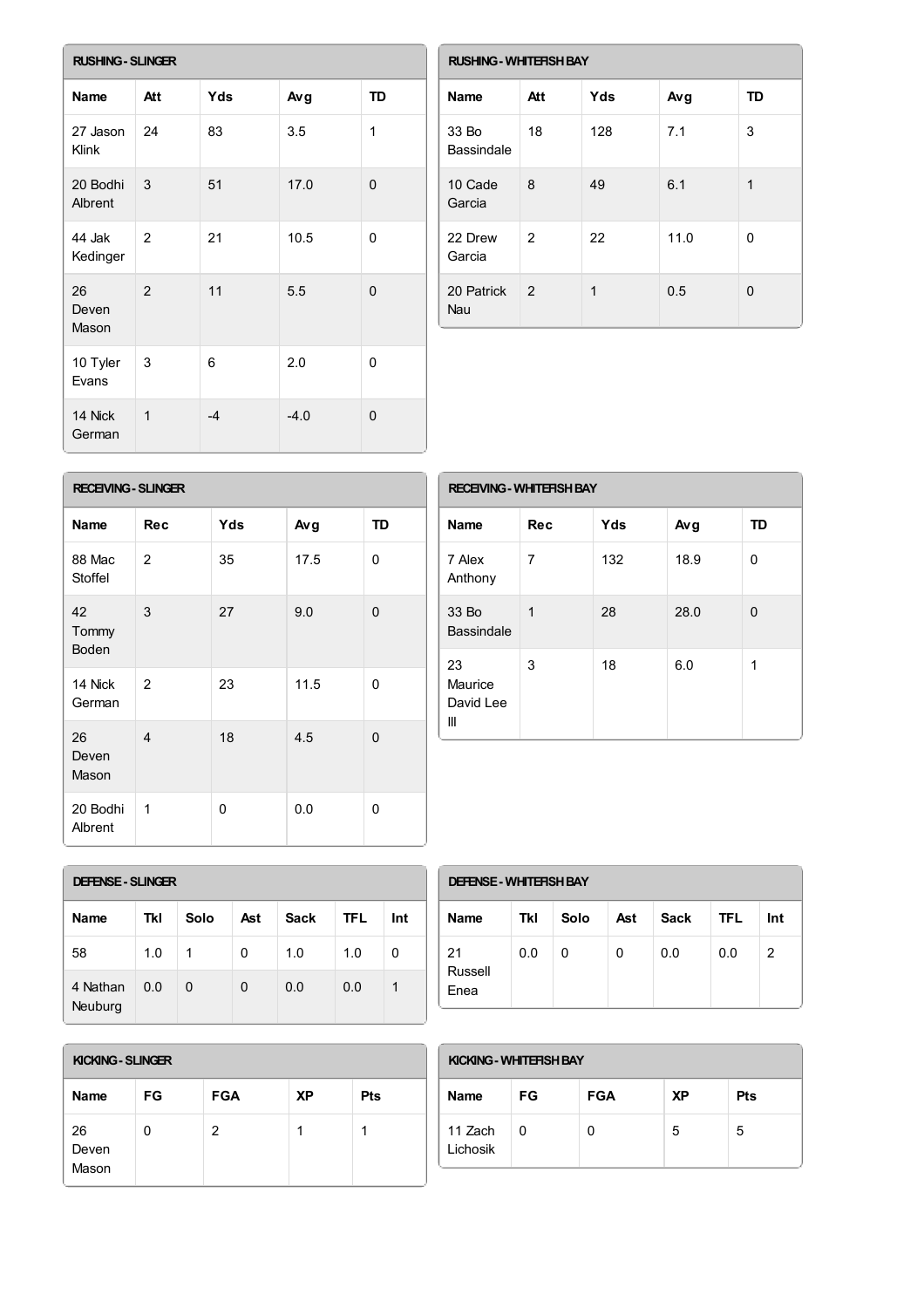### RUSHING - SLINGER

| Name | Att | Yds | Avg | TD |
|---|---|---|---|---|
| 27 Jason Klink | 24 | 83 | 3.5 | 1 |
| 20 Bodhi Albrent | 3 | 51 | 17.0 | 0 |
| 44 Jak Kedinger | 2 | 21 | 10.5 | 0 |
| 26 Deven Mason | 2 | 11 | 5.5 | 0 |
| 10 Tyler Evans | 3 | 6 | 2.0 | 0 |
| 14 Nick German | 1 | -4 | -4.0 | 0 |

### RUSHING - WHITEFISH BAY

| Name | Att | Yds | Avg | TD |
|---|---|---|---|---|
| 33 Bo Bassindale | 18 | 128 | 7.1 | 3 |
| 10 Cade Garcia | 8 | 49 | 6.1 | 1 |
| 22 Drew Garcia | 2 | 22 | 11.0 | 0 |
| 20 Patrick Nau | 2 | 1 | 0.5 | 0 |

### RECEIVING - SLINGER

| Name | Rec | Yds | Avg | TD |
|---|---|---|---|---|
| 88 Mac Stoffel | 2 | 35 | 17.5 | 0 |
| 42 Tommy Boden | 3 | 27 | 9.0 | 0 |
| 14 Nick German | 2 | 23 | 11.5 | 0 |
| 26 Deven Mason | 4 | 18 | 4.5 | 0 |
| 20 Bodhi Albrent | 1 | 0 | 0.0 | 0 |

### RECEIVING - WHITEFISH BAY

| Name | Rec | Yds | Avg | TD |
|---|---|---|---|---|
| 7 Alex Anthony | 7 | 132 | 18.9 | 0 |
| 33 Bo Bassindale | 1 | 28 | 28.0 | 0 |
| 23 Maurice David Lee III | 3 | 18 | 6.0 | 1 |

### DEFENSE - SLINGER

| Name | Tkl | Solo | Ast | Sack | TFL | Int |
|---|---|---|---|---|---|---|
| 58 | 1.0 | 1 | 0 | 1.0 | 1.0 | 0 |
| 4 Nathan Neuburg | 0.0 | 0 | 0 | 0.0 | 0.0 | 1 |

### DEFENSE - WHITEFISH BAY

| Name | Tkl | Solo | Ast | Sack | TFL | Int |
|---|---|---|---|---|---|---|
| 21 Russell Enea | 0.0 | 0 | 0 | 0.0 | 0.0 | 2 |

### KICKING - SLINGER

| Name | FG | FGA | XP | Pts |
|---|---|---|---|---|
| 26 Deven Mason | 0 | 2 | 1 | 1 |

### KICKING - WHITEFISH BAY

| Name | FG | FGA | XP | Pts |
|---|---|---|---|---|
| 11 Zach Lichosik | 0 | 0 | 5 | 5 |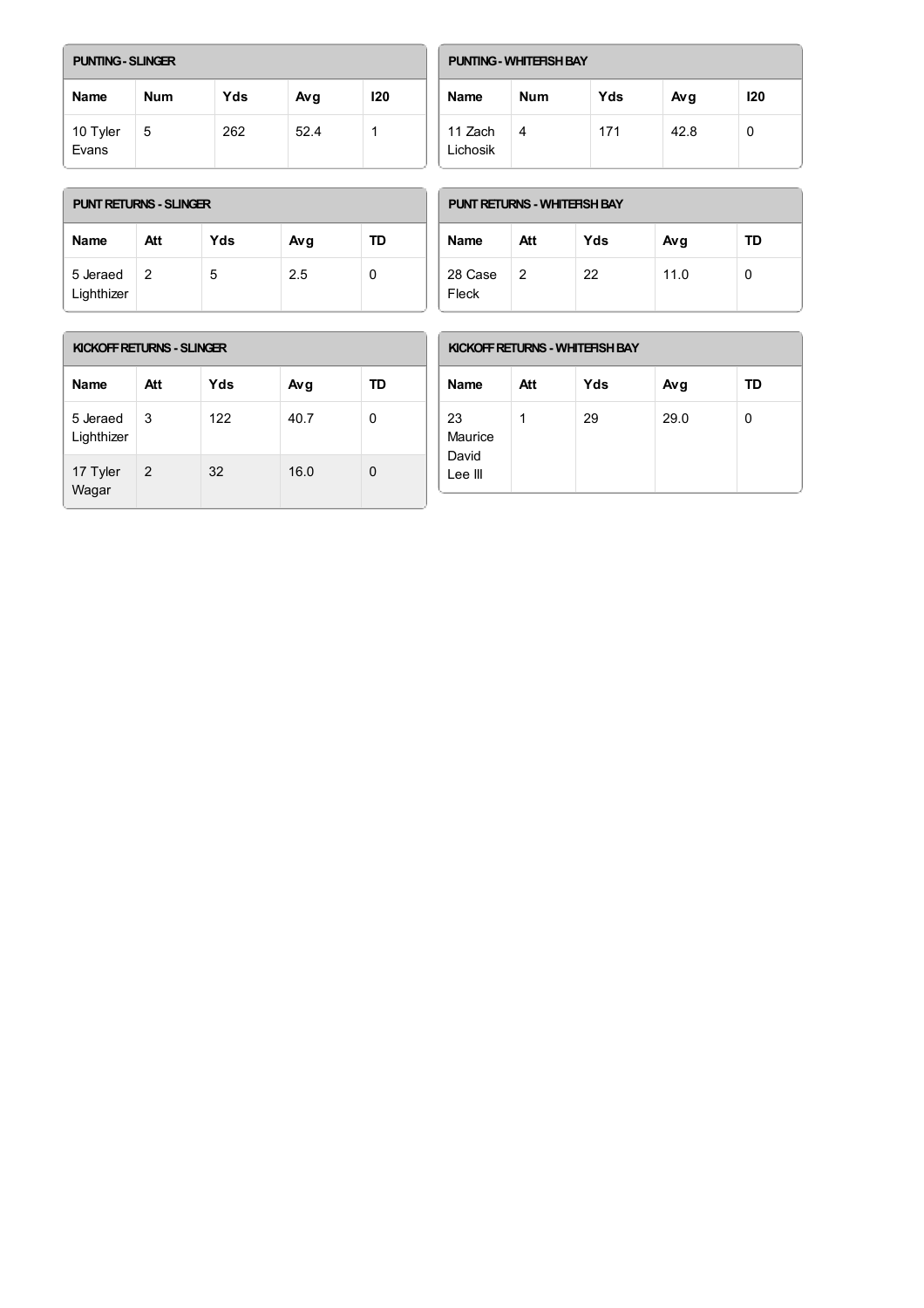### PUNTING - SLINGER

| Name | Num | Yds | Avg | I20 |
|---|---|---|---|---|
| 10 Tyler Evans | 5 | 262 | 52.4 | 1 |

### PUNTING - WHITEFISH BAY

| Name | Num | Yds | Avg | I20 |
|---|---|---|---|---|
| 11 Zach Lichosik | 4 | 171 | 42.8 | 0 |

### PUNT RETURNS - SLINGER

| Name | Att | Yds | Avg | TD |
|---|---|---|---|---|
| 5 Jeraed Lighthizer | 2 | 5 | 2.5 | 0 |

### PUNT RETURNS - WHITEFISH BAY

| Name | Att | Yds | Avg | TD |
|---|---|---|---|---|
| 28 Case Fleck | 2 | 22 | 11.0 | 0 |

### KICKOFF RETURNS - SLINGER

| Name | Att | Yds | Avg | TD |
|---|---|---|---|---|
| 5 Jeraed Lighthizer | 3 | 122 | 40.7 | 0 |
| 17 Tyler Wagar | 2 | 32 | 16.0 | 0 |

### KICKOFF RETURNS - WHITEFISH BAY

| Name | Att | Yds | Avg | TD |
|---|---|---|---|---|
| 23 Maurice David Lee III | 1 | 29 | 29.0 | 0 |